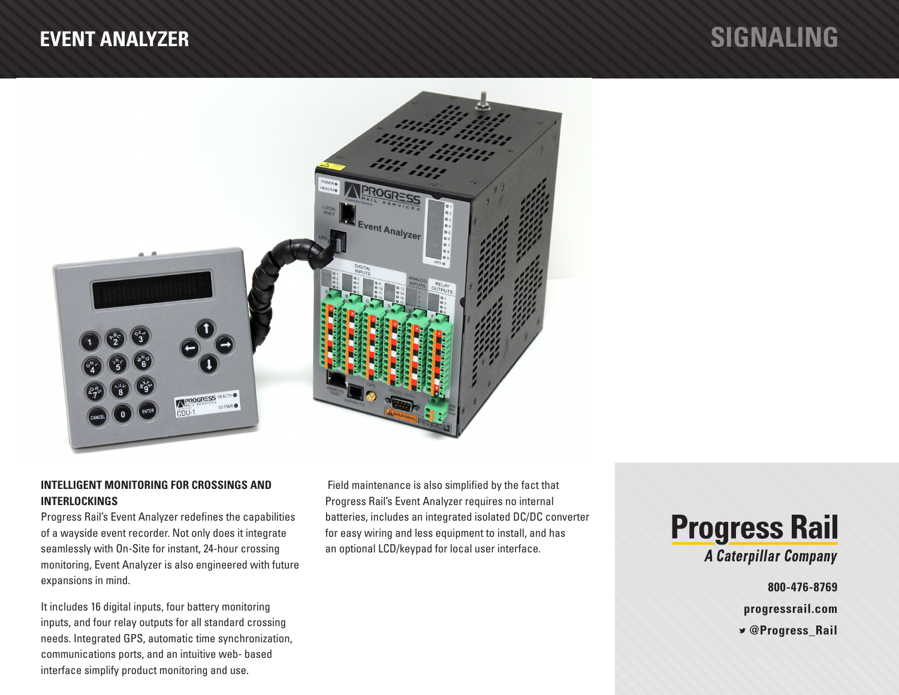# EVENT ANALYZER

## SIGNALING

### INTELLIGENT MONITORING FOR CROSSINGS AND INTERLOCKINGS

Progress Rail's Event Analyzer redefines the capabilities of a wayside event recorder. Not only does it integrate seamlessly with On-Site for instant, 24-hour crossing monitoring, Event Analyzer is also engineered with future expansions in mind.

It includes 16 digital inputs, four battery monitoring inputs, and four relay outputs for all standard crossing needs. Integrated GPS, automatic time synchronization, communications ports, and an intuitive web- based interface simplify product monitoring and use.

Field maintenance is also simplified by the fact that Progress Rail's Event Analyzer requires no internal batteries, includes an integrated isolated DC/DC converter for easy wiring and less equipment to install, and has an optional LCD/keypad for local user interface.

**Progress Rail**
*A Caterpillar Company*

**800-476-8769**

**progressrail.com**

**@Progress_Rail**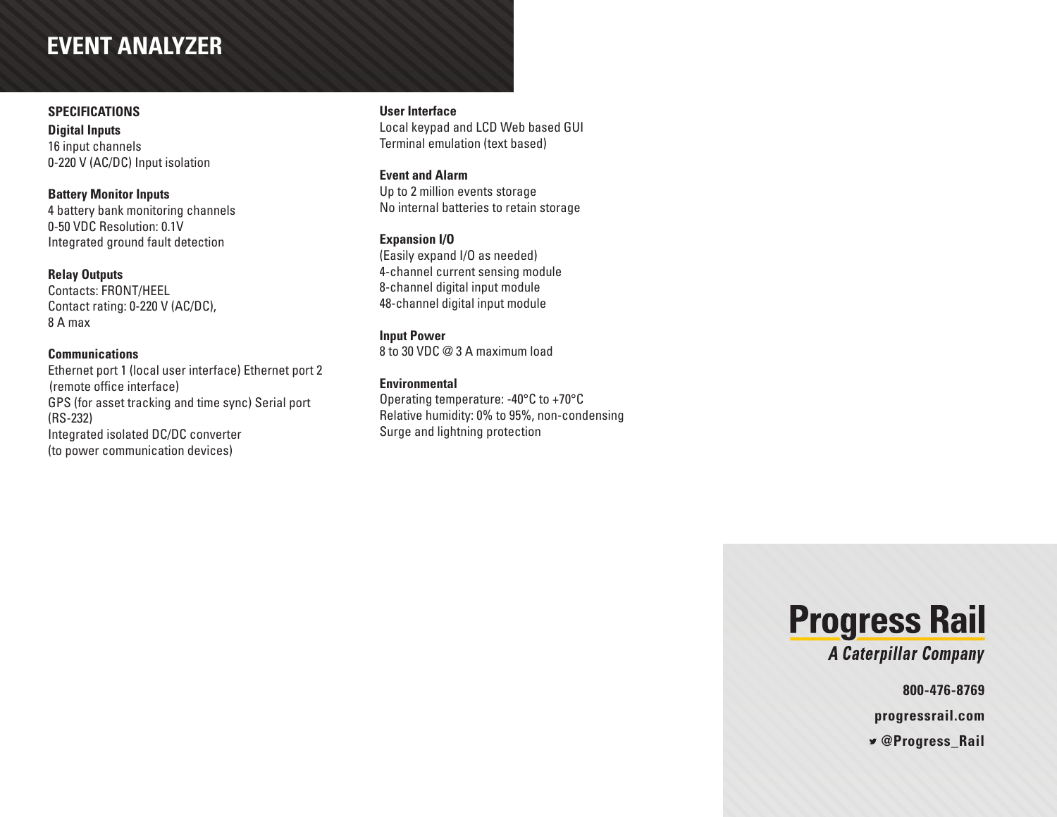# EVENT ANALYZER

## SPECIFICATIONS

**Digital Inputs**
16 input channels
0-220 V (AC/DC) Input isolation

**Battery Monitor Inputs**
4 battery bank monitoring channels
0-50 VDC Resolution: 0.1V
Integrated ground fault detection

**Relay Outputs**
Contacts: FRONT/HEEL
Contact rating: 0-220 V (AC/DC),
8 A max

**Communications**
Ethernet port 1 (local user interface) Ethernet port 2 (remote office interface)
GPS (for asset tracking and time sync) Serial port (RS-232)
Integrated isolated DC/DC converter
(to power communication devices)

**User Interface**
Local keypad and LCD Web based GUI
Terminal emulation (text based)

**Event and Alarm**
Up to 2 million events storage
No internal batteries to retain storage

**Expansion I/O**
(Easily expand I/O as needed)
4-channel current sensing module
8-channel digital input module
48-channel digital input module

**Input Power**
8 to 30 VDC @ 3 A maximum load

**Environmental**
Operating temperature: -40°C to +70°C
Relative humidity: 0% to 95%, non-condensing
Surge and lightning protection

**Progress Rail**
*A Caterpillar Company*

800-476-8769
progressrail.com
@Progress_Rail